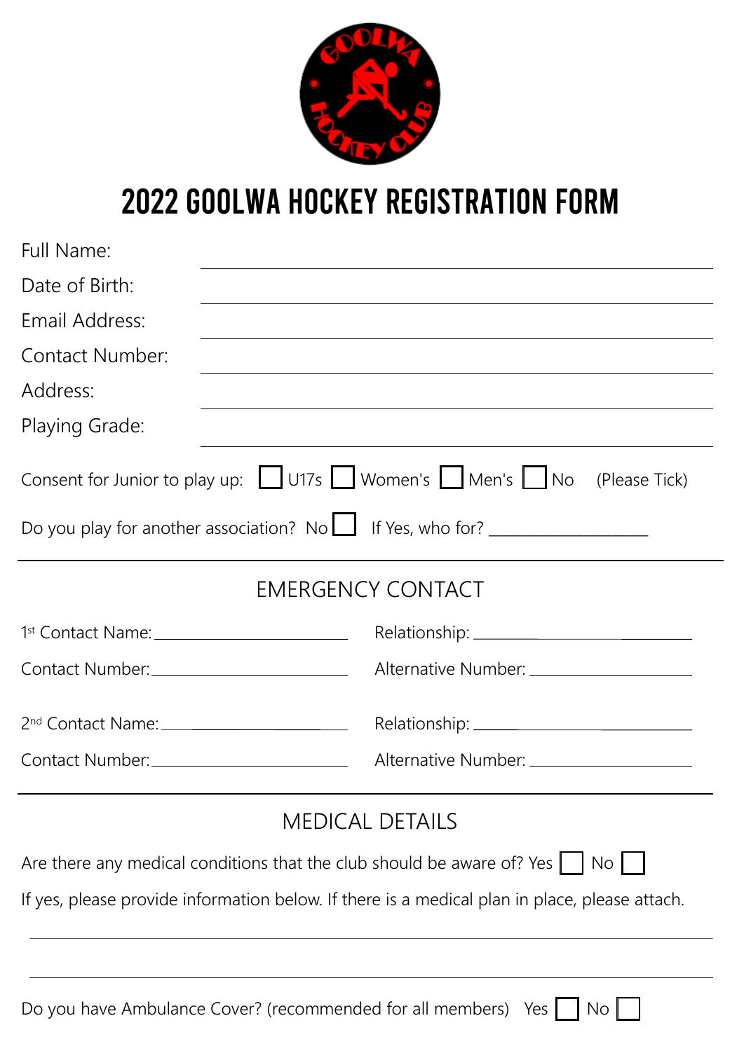# 2022 GOOLWA HOCKEY REGISTRATION FORM

Full Name: ______________________________

Date of Birth: ______________________________

Email Address: ______________________________

Contact Number: ______________________________

Address: ______________________________

Playing Grade: ______________________________

Consent for Junior to play up: ☐ U17s ☐ Women's ☐ Men's ☐ No (Please Tick)

Do you play for another association? No ☐ If Yes, who for? ____________________

## EMERGENCY CONTACT

1st Contact Name: ____________________ Relationship: ____________________

Contact Number: ____________________ Alternative Number: ____________________

2nd Contact Name: ____________________ Relationship: ____________________

Contact Number: ____________________ Alternative Number: ____________________

## MEDICAL DETAILS

Are there any medical conditions that the club should be aware of? Yes ☐ No ☐

If yes, please provide information below. If there is a medical plan in place, please attach.

______________________________________________________________

______________________________________________________________

Do you have Ambulance Cover? (recommended for all members) Yes ☐ No ☐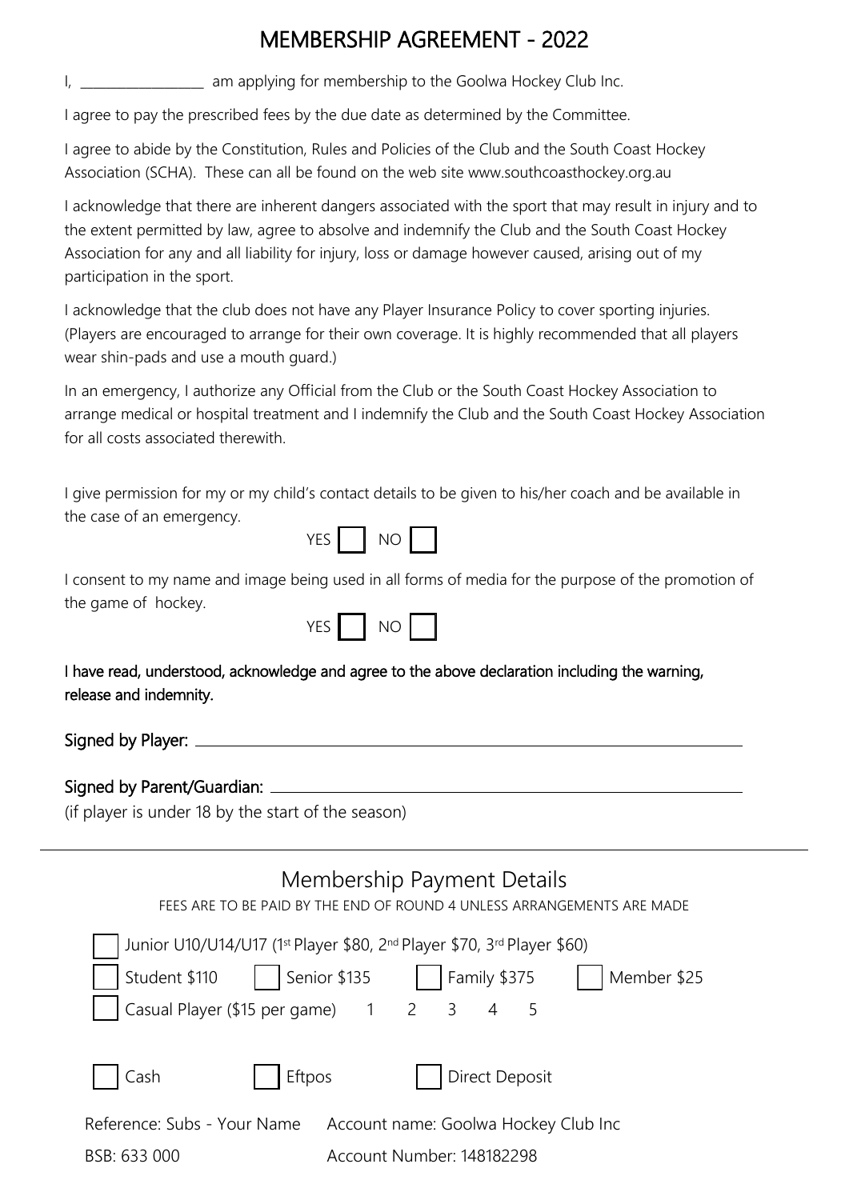# MEMBERSHIP AGREEMENT - 2022

I, ________________ am applying for membership to the Goolwa Hockey Club Inc.

I agree to pay the prescribed fees by the due date as determined by the Committee.

I agree to abide by the Constitution, Rules and Policies of the Club and the South Coast Hockey Association (SCHA). These can all be found on the web site www.southcoasthockey.org.au

I acknowledge that there are inherent dangers associated with the sport that may result in injury and to the extent permitted by law, agree to absolve and indemnify the Club and the South Coast Hockey Association for any and all liability for injury, loss or damage however caused, arising out of my participation in the sport.

I acknowledge that the club does not have any Player Insurance Policy to cover sporting injuries. (Players are encouraged to arrange for their own coverage. It is highly recommended that all players wear shin-pads and use a mouth guard.)

In an emergency, I authorize any Official from the Club or the South Coast Hockey Association to arrange medical or hospital treatment and I indemnify the Club and the South Coast Hockey Association for all costs associated therewith.

I give permission for my or my child's contact details to be given to his/her coach and be available in the case of an emergency.

☐ YES ☐ NO

I consent to my name and image being used in all forms of media for the purpose of the promotion of the game of hockey.

☐ YES ☐ NO

**I have read, understood, acknowledge and agree to the above declaration including the warning, release and indemnity.**

**Signed by Player:** ______________________________

**Signed by Parent/Guardian:** ______________________________

(if player is under 18 by the start of the season)

---

## Membership Payment Details

FEES ARE TO BE PAID BY THE END OF ROUND 4 UNLESS ARRANGEMENTS ARE MADE

☐ Junior U10/U14/U17 (1st Player $80, 2nd Player $70, 3rd Player $60)

☐ Student $110 ☐ Senior $135 ☐ Family $375 ☐ Member $25

☐ Casual Player ($15 per game) 1 2 3 4 5

☐ Cash ☐ Eftpos ☐ Direct Deposit

Reference: Subs - Your Name Account name: Goolwa Hockey Club Inc

BSB: 633 000 Account Number: 148182298